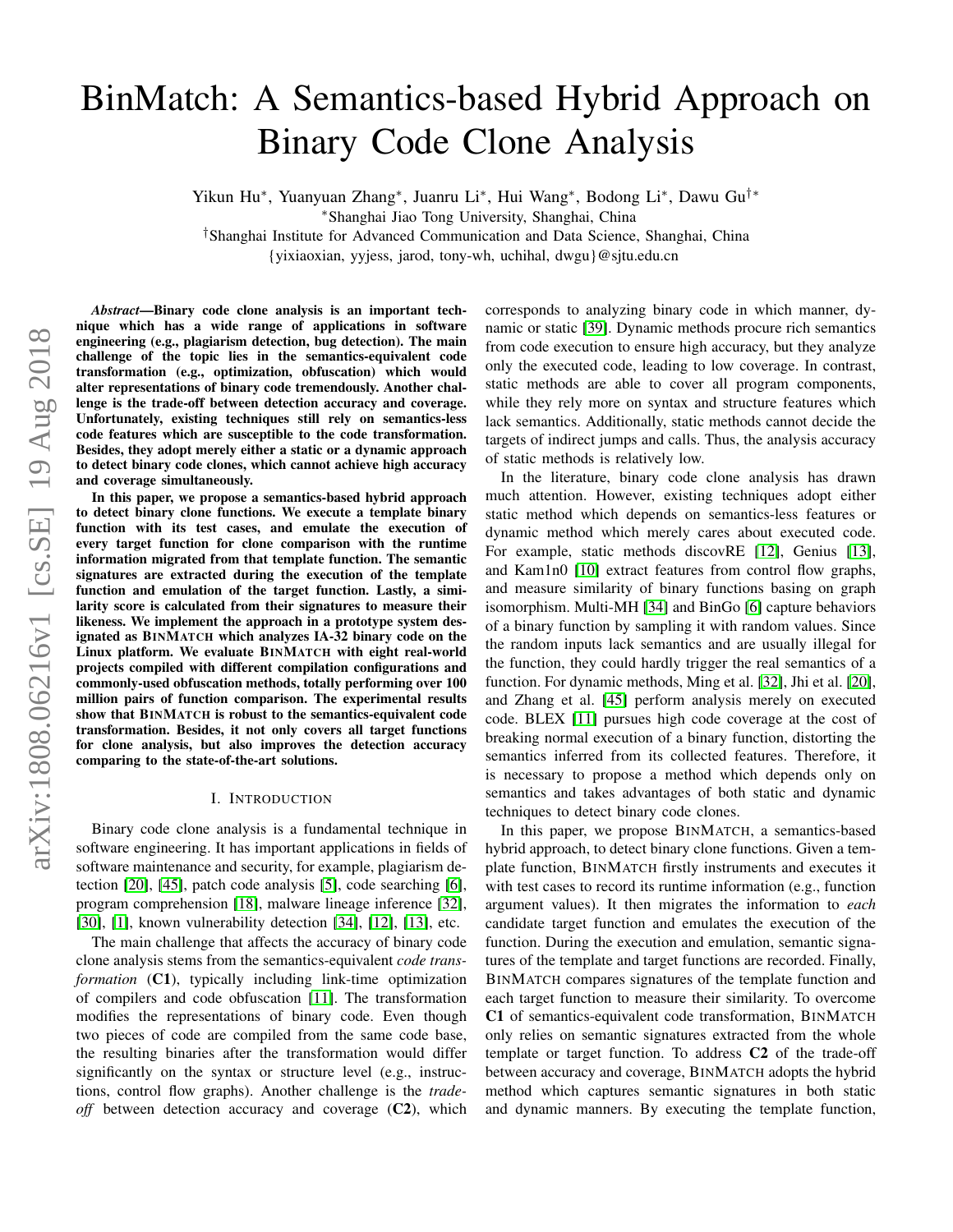# BinMatch: A Semantics-based Hybrid Approach on Binary Code Clone Analysis

Yikun Hu*, Yuanyuan Zhang*, Juanru Li*, Hui Wang*, Bodong Li*, Dawu Gu†*

*Shanghai Jiao Tong University, Shanghai, China

†Shanghai Institute for Advanced Communication and Data Science, Shanghai, China

{yixiaoxian, yyjess, jarod, tony-wh, uchihal, dwgu}@sjtu.edu.cn

***Abstract*—Binary code clone analysis is an important technique which has a wide range of applications in software engineering (e.g., plagiarism detection, bug detection). The main challenge of the topic lies in the semantics-equivalent code transformation (e.g., optimization, obfuscation) which would alter representations of binary code tremendously. Another challenge is the trade-off between detection accuracy and coverage. Unfortunately, existing techniques still rely on semantics-less code features which are susceptible to the code transformation. Besides, they adopt merely either a static or a dynamic approach to detect binary code clones, which cannot achieve high accuracy and coverage simultaneously.**

**In this paper, we propose a semantics-based hybrid approach to detect binary clone functions. We execute a template binary function with its test cases, and emulate the execution of every target function for clone comparison with the runtime information migrated from that template function. The semantic signatures are extracted during the execution of the template function and emulation of the target function. Lastly, a similarity score is calculated from their signatures to measure their likeness. We implement the approach in a prototype system designated as BINMATCH which analyzes IA-32 binary code on the Linux platform. We evaluate BINMATCH with eight real-world projects compiled with different compilation configurations and commonly-used obfuscation methods, totally performing over 100 million pairs of function comparison. The experimental results show that BINMATCH is robust to the semantics-equivalent code transformation. Besides, it not only covers all target functions for clone analysis, but also improves the detection accuracy comparing to the state-of-the-art solutions.**

## I. Introduction

Binary code clone analysis is a fundamental technique in software engineering. It has important applications in fields of software maintenance and security, for example, plagiarism detection [20], [45], patch code analysis [5], code searching [6], program comprehension [18], malware lineage inference [32], [30], [1], known vulnerability detection [34], [12], [13], etc.

The main challenge that affects the accuracy of binary code clone analysis stems from the semantics-equivalent *code transformation* (**C1**), typically including link-time optimization of compilers and code obfuscation [11]. The transformation modifies the representations of binary code. Even though two pieces of code are compiled from the same code base, the resulting binaries after the transformation would differ significantly on the syntax or structure level (e.g., instructions, control flow graphs). Another challenge is the *trade-off* between detection accuracy and coverage (**C2**), which corresponds to analyzing binary code in which manner, dynamic or static [39]. Dynamic methods procure rich semantics from code execution to ensure high accuracy, but they analyze only the executed code, leading to low coverage. In contrast, static methods are able to cover all program components, while they rely more on syntax and structure features which lack semantics. Additionally, static methods cannot decide the targets of indirect jumps and calls. Thus, the analysis accuracy of static methods is relatively low.

In the literature, binary code clone analysis has drawn much attention. However, existing techniques adopt either static method which depends on semantics-less features or dynamic method which merely cares about executed code. For example, static methods discovRE [12], Genius [13], and Kam1n0 [10] extract features from control flow graphs, and measure similarity of binary functions basing on graph isomorphism. Multi-MH [34] and BinGo [6] capture behaviors of a binary function by sampling it with random values. Since the random inputs lack semantics and are usually illegal for the function, they could hardly trigger the real semantics of a function. For dynamic methods, Ming et al. [32], Jhi et al. [20], and Zhang et al. [45] perform analysis merely on executed code. BLEX [11] pursues high code coverage at the cost of breaking normal execution of a binary function, distorting the semantics inferred from its collected features. Therefore, it is necessary to propose a method which depends only on semantics and takes advantages of both static and dynamic techniques to detect binary code clones.

In this paper, we propose BINMATCH, a semantics-based hybrid approach, to detect binary clone functions. Given a template function, BINMATCH firstly instruments and executes it with test cases to record its runtime information (e.g., function argument values). It then migrates the information to *each* candidate target function and emulates the execution of the function. During the execution and emulation, semantic signatures of the template and target functions are recorded. Finally, BINMATCH compares signatures of the template function and each target function to measure their similarity. To overcome **C1** of semantics-equivalent code transformation, BINMATCH only relies on semantic signatures extracted from the whole template or target function. To address **C2** of the trade-off between accuracy and coverage, BINMATCH adopts the hybrid method which captures semantic signatures in both static and dynamic manners. By executing the template function,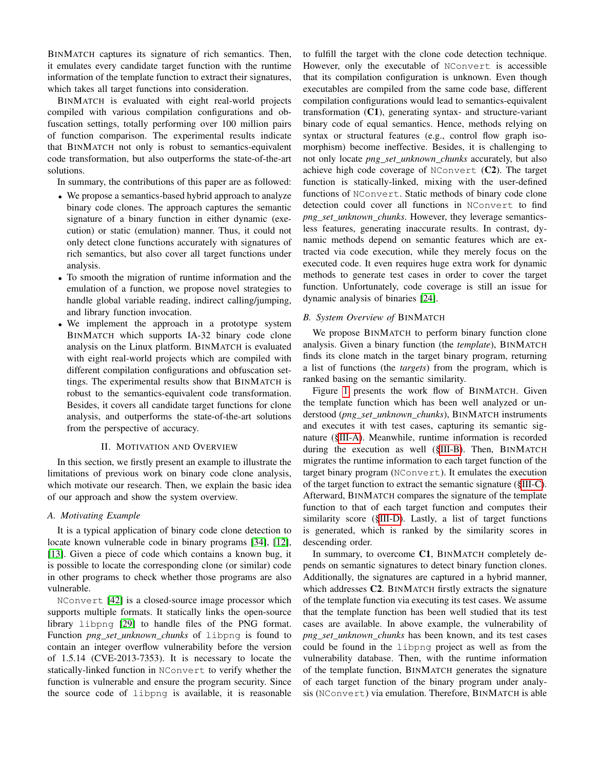BinMatch captures its signature of rich semantics. Then, it emulates every candidate target function with the runtime information of the template function to extract their signatures, which takes all target functions into consideration.

BinMatch is evaluated with eight real-world projects compiled with various compilation configurations and obfuscation settings, totally performing over 100 million pairs of function comparison. The experimental results indicate that BinMatch not only is robust to semantics-equivalent code transformation, but also outperforms the state-of-the-art solutions.

In summary, the contributions of this paper are as followed:

- We propose a semantics-based hybrid approach to analyze binary code clones. The approach captures the semantic signature of a binary function in either dynamic (execution) or static (emulation) manner. Thus, it could not only detect clone functions accurately with signatures of rich semantics, but also cover all target functions under analysis.
- To smooth the migration of runtime information and the emulation of a function, we propose novel strategies to handle global variable reading, indirect calling/jumping, and library function invocation.
- We implement the approach in a prototype system BinMatch which supports IA-32 binary code clone analysis on the Linux platform. BinMatch is evaluated with eight real-world projects which are compiled with different compilation configurations and obfuscation settings. The experimental results show that BinMatch is robust to the semantics-equivalent code transformation. Besides, it covers all candidate target functions for clone analysis, and outperforms the state-of-the-art solutions from the perspective of accuracy.

## II. Motivation and Overview

In this section, we firstly present an example to illustrate the limitations of previous work on binary code clone analysis, which motivate our research. Then, we explain the basic idea of our approach and show the system overview.

### A. Motivating Example

It is a typical application of binary code clone detection to locate known vulnerable code in binary programs [34], [12], [13]. Given a piece of code which contains a known bug, it is possible to locate the corresponding clone (or similar) code in other programs to check whether those programs are also vulnerable.

`NConvert` [42] is a closed-source image processor which supports multiple formats. It statically links the open-source library `libpng` [29] to handle files of the PNG format. Function *png_set_unknown_chunks* of `libpng` is found to contain an integer overflow vulnerability before the version of 1.5.14 (CVE-2013-7353). It is necessary to locate the statically-linked function in `NConvert` to verify whether the function is vulnerable and ensure the program security. Since the source code of `libpng` is available, it is reasonable to fulfill the target with the clone code detection technique. However, only the executable of `NConvert` is accessible that its compilation configuration is unknown. Even though executables are compiled from the same code base, different compilation configurations would lead to semantics-equivalent transformation (**C1**), generating syntax- and structure-variant binary code of equal semantics. Hence, methods relying on syntax or structural features (e.g., control flow graph isomorphism) become ineffective. Besides, it is challenging to not only locate *png_set_unknown_chunks* accurately, but also achieve high code coverage of `NConvert` (**C2**). The target function is statically-linked, mixing with the user-defined functions of `NConvert`. Static methods of binary code clone detection could cover all functions in `NConvert` to find *png_set_unknown_chunks*. However, they leverage semantics-less features, generating inaccurate results. In contrast, dynamic methods depend on semantic features which are extracted via code execution, while they merely focus on the executed code. It even requires huge extra work for dynamic methods to generate test cases in order to cover the target function. Unfortunately, code coverage is still an issue for dynamic analysis of binaries [24].

### B. System Overview of BinMatch

We propose BinMatch to perform binary function clone analysis. Given a binary function (the *template*), BinMatch finds its clone match in the target binary program, returning a list of functions (the *targets*) from the program, which is ranked basing on the semantic similarity.

Figure 1 presents the work flow of BinMatch. Given the template function which has been well analyzed or understood (*png_set_unknown_chunks*), BinMatch instruments and executes it with test cases, capturing its semantic signature (§III-A). Meanwhile, runtime information is recorded during the execution as well (§III-B). Then, BinMatch migrates the runtime information to each target function of the target binary program (`NConvert`). It emulates the execution of the target function to extract the semantic signature (§III-C). Afterward, BinMatch compares the signature of the template function to that of each target function and computes their similarity score (§III-D). Lastly, a list of target functions is generated, which is ranked by the similarity scores in descending order.

In summary, to overcome **C1**, BinMatch completely depends on semantic signatures to detect binary function clones. Additionally, the signatures are captured in a hybrid manner, which addresses **C2**. BinMatch firstly extracts the signature of the template function via executing its test cases. We assume that the template function has been well studied that its test cases are available. In above example, the vulnerability of *png_set_unknown_chunks* has been known, and its test cases could be found in the `libpng` project as well as from the vulnerability database. Then, with the runtime information of the template function, BinMatch generates the signature of each target function of the binary program under analysis (`NConvert`) via emulation. Therefore, BinMatch is able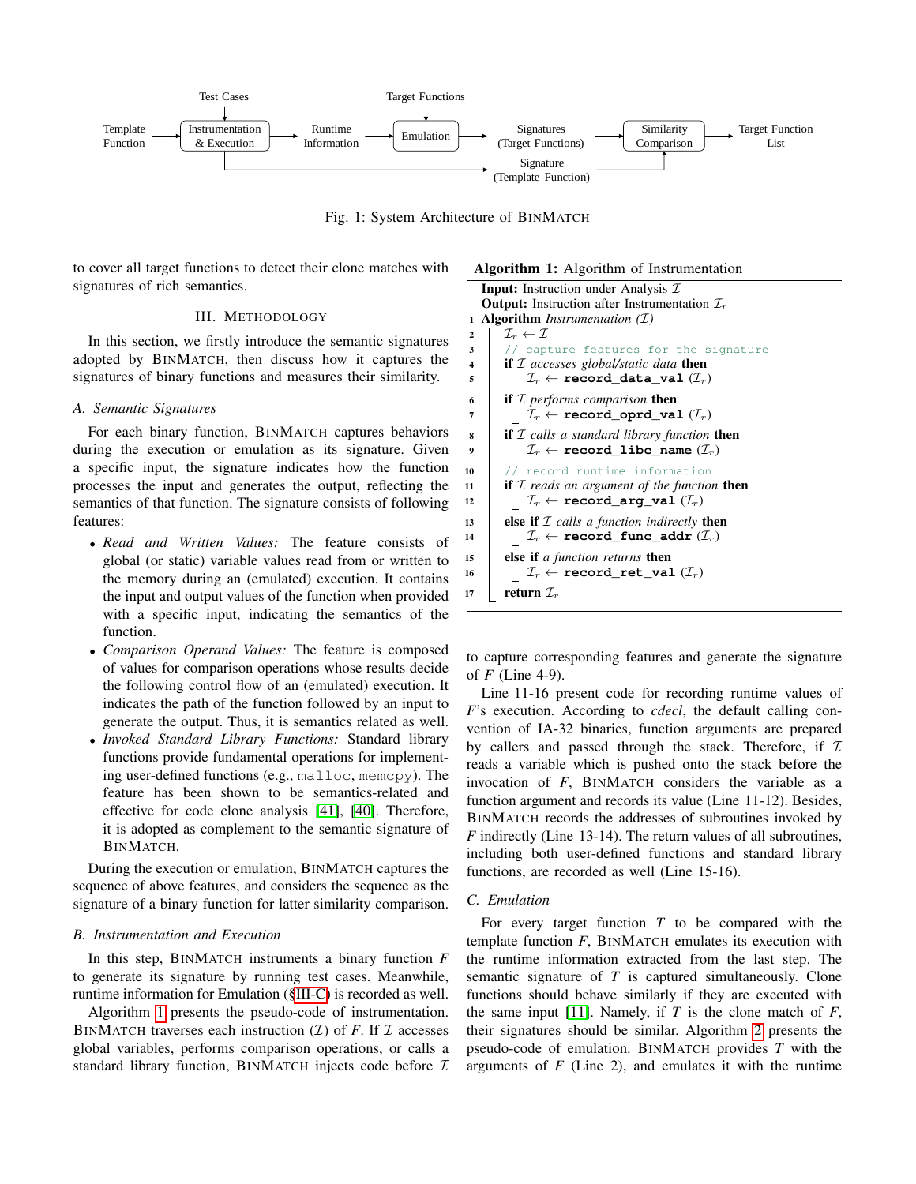Fig. 1: System Architecture of BINMATCH

to cover all target functions to detect their clone matches with signatures of rich semantics.

## III. METHODOLOGY

In this section, we firstly introduce the semantic signatures adopted by BINMATCH, then discuss how it captures the signatures of binary functions and measures their similarity.

### A. Semantic Signatures

For each binary function, BINMATCH captures behaviors during the execution or emulation as its signature. Given a specific input, the signature indicates how the function processes the input and generates the output, reflecting the semantics of that function. The signature consists of following features:

- *Read and Written Values:* The feature consists of global (or static) variable values read from or written to the memory during an (emulated) execution. It contains the input and output values of the function when provided with a specific input, indicating the semantics of the function.
- *Comparison Operand Values:* The feature is composed of values for comparison operations whose results decide the following control flow of an (emulated) execution. It indicates the path of the function followed by an input to generate the output. Thus, it is semantics related as well.
- *Invoked Standard Library Functions:* Standard library functions provide fundamental operations for implementing user-defined functions (e.g., `malloc`, `memcpy`). The feature has been shown to be semantics-related and effective for code clone analysis [41], [40]. Therefore, it is adopted as complement to the semantic signature of BINMATCH.

During the execution or emulation, BINMATCH captures the sequence of above features, and considers the sequence as the signature of a binary function for latter similarity comparison.

### B. Instrumentation and Execution

In this step, BINMATCH instruments a binary function *F* to generate its signature by running test cases. Meanwhile, runtime information for Emulation (§III-C) is recorded as well.

Algorithm 1 presents the pseudo-code of instrumentation. BINMATCH traverses each instruction ($\mathcal{I}$) of *F*. If $\mathcal{I}$ accesses global variables, performs comparison operations, or calls a standard library function, BINMATCH injects code before $\mathcal{I}$ to capture corresponding features and generate the signature of *F* (Line 4-9).

**Algorithm 1:** Algorithm of Instrumentation

```
   Input: Instruction under Analysis I
   Output: Instruction after Instrumentation I_r
1  Algorithm Instrumentation (I)
2      I_r ← I
3      // capture features for the signature
4      if I accesses global/static data then
5          I_r ← record_data_val (I_r)
6      if I performs comparison then
7          I_r ← record_oprd_val (I_r)
8      if I calls a standard library function then
9          I_r ← record_libc_name (I_r)
10     // record runtime information
11     if I reads an argument of the function then
12         I_r ← record_arg_val (I_r)
13     else if I calls a function indirectly then
14         I_r ← record_func_addr (I_r)
15     else if a function returns then
16         I_r ← record_ret_val (I_r)
17     return I_r
```

Line 11-16 present code for recording runtime values of *F*'s execution. According to *cdecl*, the default calling convention of IA-32 binaries, function arguments are prepared by callers and passed through the stack. Therefore, if $\mathcal{I}$ reads a variable which is pushed onto the stack before the invocation of *F*, BINMATCH considers the variable as a function argument and records its value (Line 11-12). Besides, BINMATCH records the addresses of subroutines invoked by *F* indirectly (Line 13-14). The return values of all subroutines, including both user-defined functions and standard library functions, are recorded as well (Line 15-16).

### C. Emulation

For every target function *T* to be compared with the template function *F*, BINMATCH emulates its execution with the runtime information extracted from the last step. The semantic signature of *T* is captured simultaneously. Clone functions should behave similarly if they are executed with the same input [11]. Namely, if *T* is the clone match of *F*, their signatures should be similar. Algorithm 2 presents the pseudo-code of emulation. BINMATCH provides *T* with the arguments of *F* (Line 2), and emulates it with the runtime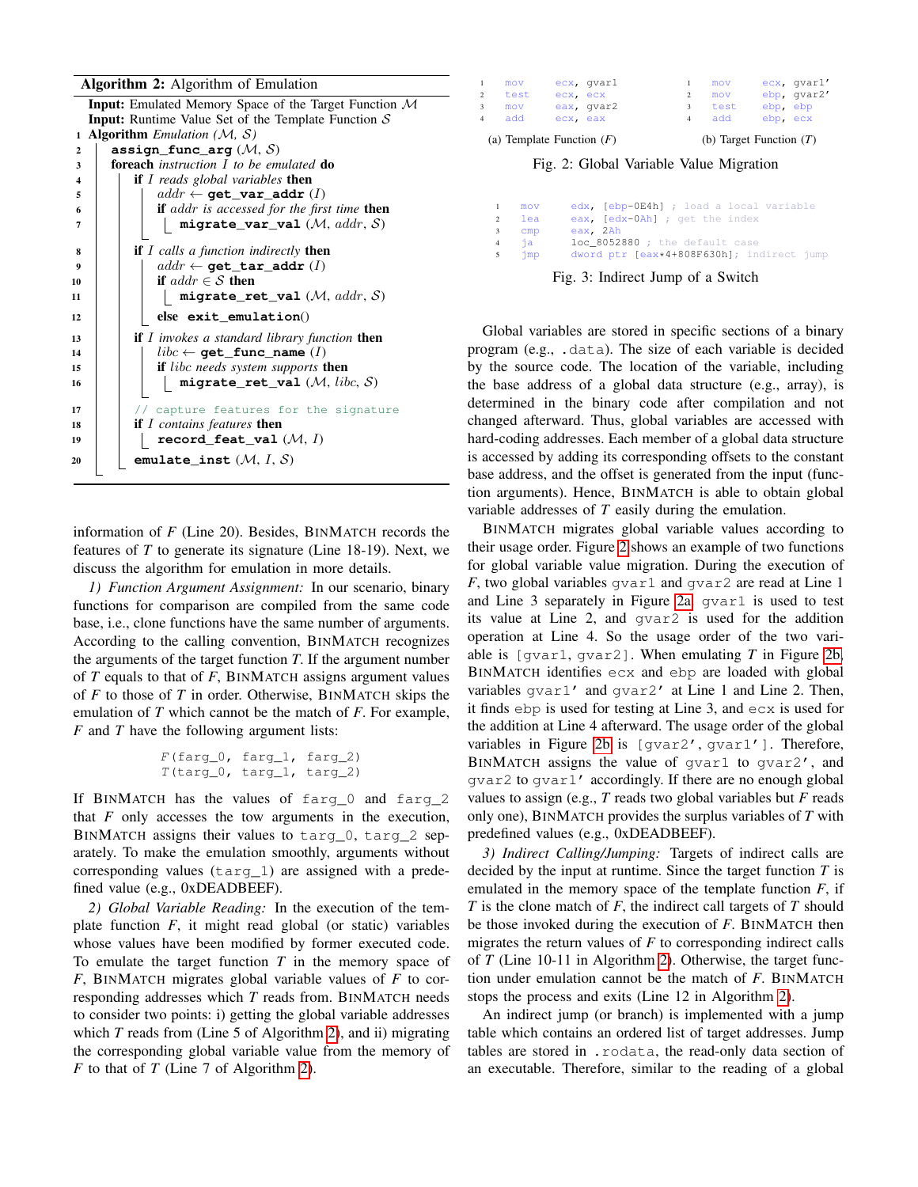**Algorithm 2:** Algorithm of Emulation

```
   Input: Emulated Memory Space of the Target Function M
   Input: Runtime Value Set of the Template Function S
1  Algorithm Emulation (M, S)
2      assign_func_arg (M, S)
3      foreach instruction I to be emulated do
4          if I reads global variables then
5              addr ← get_var_addr (I)
6              if addr is accessed for the first time then
7                  migrate_var_val (M, addr, S)
8          if I calls a function indirectly then
9              addr ← get_tar_addr (I)
10             if addr ∈ S then
11                 migrate_ret_val (M, addr, S)
12             else exit_emulation()
13         if I invokes a standard library function then
14             libc ← get_func_name (I)
15             if libc needs system supports then
16                 migrate_ret_val (M, libc, S)
17         // capture features for the signature
18         if I contains features then
19             record_feat_val (M, I)
20         emulate_inst (M, I, S)
```

information of *F* (Line 20). Besides, BinMatch records the features of *T* to generate its signature (Line 18-19). Next, we discuss the algorithm for emulation in more details.

*1) Function Argument Assignment:* In our scenario, binary functions for comparison are compiled from the same code base, i.e., clone functions have the same number of arguments. According to the calling convention, BinMatch recognizes the arguments of the target function *T*. If the argument number of *T* equals to that of *F*, BinMatch assigns argument values of *F* to those of *T* in order. Otherwise, BinMatch skips the emulation of *T* which cannot be the match of *F*. For example, *F* and *T* have the following argument lists:

```
F(farg_0, farg_1, farg_2)
T(targ_0, targ_1, targ_2)
```

If BinMatch has the values of `farg_0` and `farg_2` that *F* only accesses the tow arguments in the execution, BinMatch assigns their values to `targ_0`, `targ_2` separately. To make the emulation smoothly, arguments without corresponding values (`targ_1`) are assigned with a predefined value (e.g., 0xDEADBEEF).

*2) Global Variable Reading:* In the execution of the template function *F*, it might read global (or static) variables whose values have been modified by former executed code. To emulate the target function *T* in the memory space of *F*, BinMatch migrates global variable values of *F* to corresponding addresses which *T* reads from. BinMatch needs to consider two points: i) getting the global variable addresses which *T* reads from (Line 5 of Algorithm 2), and ii) migrating the corresponding global variable value from the memory of *F* to that of *T* (Line 7 of Algorithm 2).

```
1  mov   ecx, gvar1
2  test  ecx, ecx
3  mov   eax, gvar2
4  add   ecx, eax
```

(a) Template Function (*F*)

```
1  mov   ecx, gvar1'
2  mov   ebp, gvar2'
3  test  ebp, ebp
4  add   ebp, ecx
```

(b) Target Function (*T*)

Fig. 2: Global Variable Value Migration

```
1  mov   edx, [ebp-0E4h] ; load a local variable
2  lea   eax, [edx-0Ah] ; get the index
3  cmp   eax, 2Ah
4  ja    loc_8052880 ; the default case
5  jmp   dword ptr [eax*4+808F630h]; indirect jump
```

Fig. 3: Indirect Jump of a Switch

Global variables are stored in specific sections of a binary program (e.g., `.data`). The size of each variable is decided by the source code. The location of the variable, including the base address of a global data structure (e.g., array), is determined in the binary code after compilation and not changed afterward. Thus, global variables are accessed with hard-coding addresses. Each member of a global data structure is accessed by adding its corresponding offsets to the constant base address, and the offset is generated from the input (function arguments). Hence, BinMatch is able to obtain global variable addresses of *T* easily during the emulation.

BinMatch migrates global variable values according to their usage order. Figure 2 shows an example of two functions for global variable value migration. During the execution of *F*, two global variables `gvar1` and `gvar2` are read at Line 1 and Line 3 separately in Figure 2a. `gvar1` is used to test its value at Line 2, and `gvar2` is used for the addition operation at Line 4. So the usage order of the two variable is `[gvar1, gvar2]`. When emulating *T* in Figure 2b, BinMatch identifies `ecx` and `ebp` are loaded with global variables `gvar1'` and `gvar2'` at Line 1 and Line 2. Then, it finds `ebp` is used for testing at Line 3, and `ecx` is used for the addition at Line 4 afterward. The usage order of the global variables in Figure 2b is `[gvar2', gvar1']`. Therefore, BinMatch assigns the value of `gvar1` to `gvar2'`, and `gvar2` to `gvar1'` accordingly. If there are no enough global values to assign (e.g., *T* reads two global variables but *F* reads only one), BinMatch provides the surplus variables of *T* with predefined values (e.g., 0xDEADBEEF).

*3) Indirect Calling/Jumping:* Targets of indirect calls are decided by the input at runtime. Since the target function *T* is emulated in the memory space of the template function *F*, if *T* is the clone match of *F*, the indirect call targets of *T* should be those invoked during the execution of *F*. BinMatch then migrates the return values of *F* to corresponding indirect calls of *T* (Line 10-11 in Algorithm 2). Otherwise, the target function under emulation cannot be the match of *F*. BinMatch stops the process and exits (Line 12 in Algorithm 2).

An indirect jump (or branch) is implemented with a jump table which contains an ordered list of target addresses. Jump tables are stored in `.rodata`, the read-only data section of an executable. Therefore, similar to the reading of a global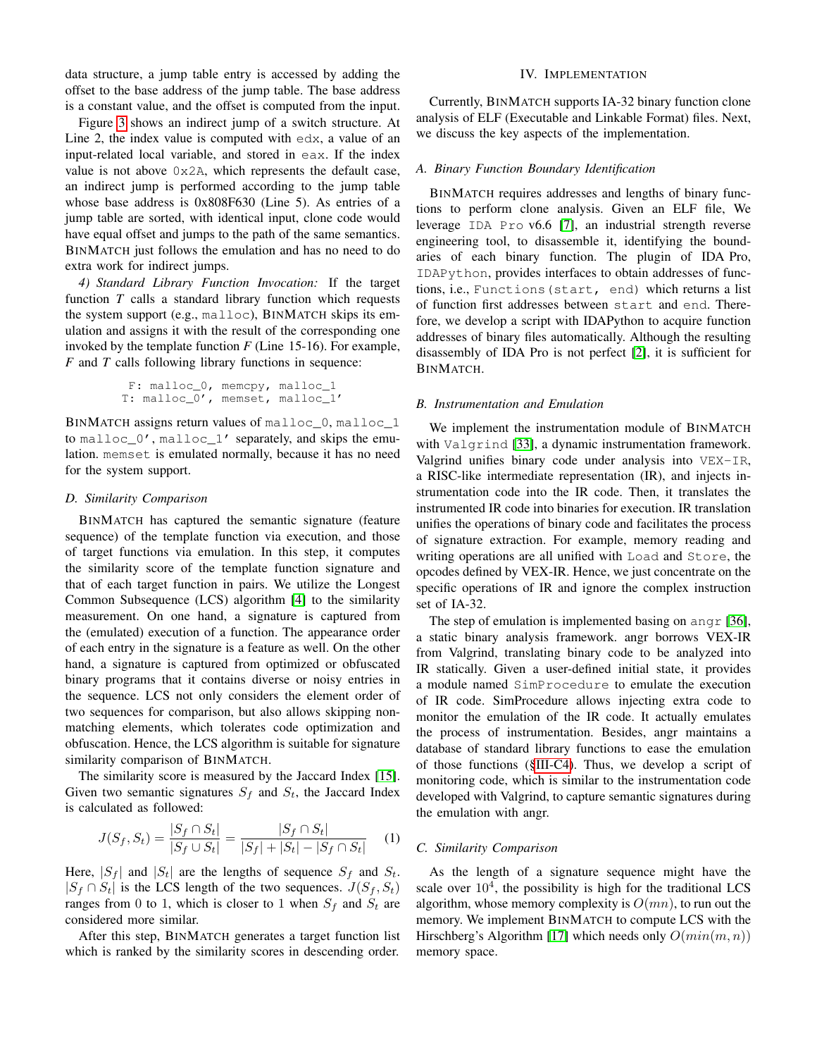data structure, a jump table entry is accessed by adding the offset to the base address of the jump table. The base address is a constant value, and the offset is computed from the input.

Figure 3 shows an indirect jump of a switch structure. At Line 2, the index value is computed with `edx`, a value of an input-related local variable, and stored in `eax`. If the index value is not above `0x2A`, which represents the default case, an indirect jump is performed according to the jump table whose base address is 0x808F630 (Line 5). As entries of a jump table are sorted, with identical input, clone code would have equal offset and jumps to the path of the same semantics. BINMATCH just follows the emulation and has no need to do extra work for indirect jumps.

*4) Standard Library Function Invocation:* If the target function *T* calls a standard library function which requests the system support (e.g., `malloc`), BINMATCH skips its emulation and assigns it with the result of the corresponding one invoked by the template function *F* (Line 15-16). For example, *F* and *T* calls following library functions in sequence:

```
 F: malloc_0, memcpy, malloc_1
T: malloc_0', memset, malloc_1'
```

BINMATCH assigns return values of `malloc_0`, `malloc_1` to `malloc_0'`, `malloc_1'` separately, and skips the emulation. `memset` is emulated normally, because it has no need for the system support.

### D. Similarity Comparison

BINMATCH has captured the semantic signature (feature sequence) of the template function via execution, and those of target functions via emulation. In this step, it computes the similarity score of the template function signature and that of each target function in pairs. We utilize the Longest Common Subsequence (LCS) algorithm [4] to the similarity measurement. On one hand, a signature is captured from the (emulated) execution of a function. The appearance order of each entry in the signature is a feature as well. On the other hand, a signature is captured from optimized or obfuscated binary programs that it contains diverse or noisy entries in the sequence. LCS not only considers the element order of two sequences for comparison, but also allows skipping non-matching elements, which tolerates code optimization and obfuscation. Hence, the LCS algorithm is suitable for signature similarity comparison of BINMATCH.

The similarity score is measured by the Jaccard Index [15]. Given two semantic signatures $S_f$ and $S_t$, the Jaccard Index is calculated as followed:

$$J(S_f, S_t) = \frac{|S_f \cap S_t|}{|S_f \cup S_t|} = \frac{|S_f \cap S_t|}{|S_f| + |S_t| - |S_f \cap S_t|} \quad (1)$$

Here, $|S_f|$ and $|S_t|$ are the lengths of sequence $S_f$ and $S_t$. $|S_f \cap S_t|$ is the LCS length of the two sequences. $J(S_f, S_t)$ ranges from 0 to 1, which is closer to 1 when $S_f$ and $S_t$ are considered more similar.

After this step, BINMATCH generates a target function list which is ranked by the similarity scores in descending order.

## IV. Implementation

Currently, BINMATCH supports IA-32 binary function clone analysis of ELF (Executable and Linkable Format) files. Next, we discuss the key aspects of the implementation.

### A. Binary Function Boundary Identification

BINMATCH requires addresses and lengths of binary functions to perform clone analysis. Given an ELF file, We leverage `IDA Pro` v6.6 [7], an industrial strength reverse engineering tool, to disassemble it, identifying the boundaries of each binary function. The plugin of IDA Pro, `IDAPython`, provides interfaces to obtain addresses of functions, i.e., `Functions(start, end)` which returns a list of function first addresses between `start` and `end`. Therefore, we develop a script with IDAPython to acquire function addresses of binary files automatically. Although the resulting disassembly of IDA Pro is not perfect [2], it is sufficient for BINMATCH.

### B. Instrumentation and Emulation

We implement the instrumentation module of BINMATCH with `Valgrind` [33], a dynamic instrumentation framework. Valgrind unifies binary code under analysis into `VEX-IR`, a RISC-like intermediate representation (IR), and injects instrumentation code into the IR code. Then, it translates the instrumented IR code into binaries for execution. IR translation unifies the operations of binary code and facilitates the process of signature extraction. For example, memory reading and writing operations are all unified with `Load` and `Store`, the opcodes defined by VEX-IR. Hence, we just concentrate on the specific operations of IR and ignore the complex instruction set of IA-32.

The step of emulation is implemented basing on `angr` [36], a static binary analysis framework. angr borrows VEX-IR from Valgrind, translating binary code to be analyzed into IR statically. Given a user-defined initial state, it provides a module named `SimProcedure` to emulate the execution of IR code. SimProcedure allows injecting extra code to monitor the emulation of the IR code. It actually emulates the process of instrumentation. Besides, angr maintains a database of standard library functions to ease the emulation of those functions (§III-C4). Thus, we develop a script of monitoring code, which is similar to the instrumentation code developed with Valgrind, to capture semantic signatures during the emulation with angr.

### C. Similarity Comparison

As the length of a signature sequence might have the scale over $10^4$, the possibility is high for the traditional LCS algorithm, whose memory complexity is $O(mn)$, to run out the memory. We implement BINMATCH to compute LCS with the Hirschberg's Algorithm [17] which needs only $O(min(m, n))$ memory space.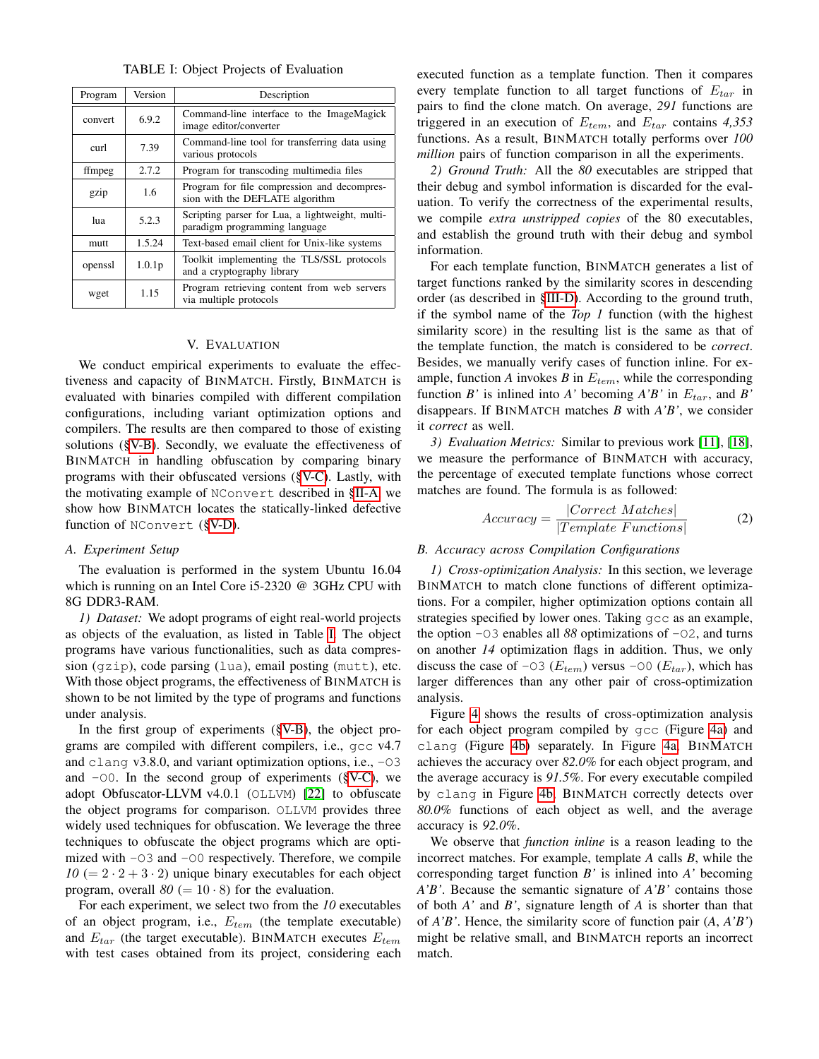TABLE I: Object Projects of Evaluation

| Program | Version | Description |
|---|---|---|
| convert | 6.9.2 | Command-line interface to the ImageMagick image editor/converter |
| curl | 7.39 | Command-line tool for transferring data using various protocols |
| ffmpeg | 2.7.2 | Program for transcoding multimedia files |
| gzip | 1.6 | Program for file compression and decompression with the DEFLATE algorithm |
| lua | 5.2.3 | Scripting parser for Lua, a lightweight, multi-paradigm programming language |
| mutt | 1.5.24 | Text-based email client for Unix-like systems |
| openssl | 1.0.1p | Toolkit implementing the TLS/SSL protocols and a cryptography library |
| wget | 1.15 | Program retrieving content from web servers via multiple protocols |

## V. Evaluation

We conduct empirical experiments to evaluate the effectiveness and capacity of BinMatch. Firstly, BinMatch is evaluated with binaries compiled with different compilation configurations, including variant optimization options and compilers. The results are then compared to those of existing solutions (§V-B). Secondly, we evaluate the effectiveness of BinMatch in handling obfuscation by comparing binary programs with their obfuscated versions (§V-C). Lastly, with the motivating example of `NConvert` described in §II-A, we show how BinMatch locates the statically-linked defective function of `NConvert` (§V-D).

### A. Experiment Setup

The evaluation is performed in the system Ubuntu 16.04 which is running on an Intel Core i5-2320 @ 3GHz CPU with 8G DDR3-RAM.

*1) Dataset:* We adopt programs of eight real-world projects as objects of the evaluation, as listed in Table I. The object programs have various functionalities, such as data compression (`gzip`), code parsing (`lua`), email posting (`mutt`), etc. With those object programs, the effectiveness of BinMatch is shown to be not limited by the type of programs and functions under analysis.

In the first group of experiments (§V-B), the object programs are compiled with different compilers, i.e., `gcc` v4.7 and `clang` v3.8.0, and variant optimization options, i.e., `-O3` and `-O0`. In the second group of experiments (§V-C), we adopt Obfuscator-LLVM v4.0.1 (`OLLVM`) [22] to obfuscate the object programs for comparison. `OLLVM` provides three widely used techniques for obfuscation. We leverage the three techniques to obfuscate the object programs which are optimized with `-O3` and `-O0` respectively. Therefore, we compile *10* $(= 2 \cdot 2 + 3 \cdot 2)$ unique binary executables for each object program, overall *80* $(= 10 \cdot 8)$ for the evaluation.

For each experiment, we select two from the *10* executables of an object program, i.e., $E_{tem}$ (the template executable) and $E_{tar}$ (the target executable). BinMatch executes $E_{tem}$ with test cases obtained from its project, considering each executed function as a template function. Then it compares every template function to all target functions of $E_{tar}$ in pairs to find the clone match. On average, *291* functions are triggered in an execution of $E_{tem}$, and $E_{tar}$ contains *4,353* functions. As a result, BinMatch totally performs over *100 million* pairs of function comparison in all the experiments.

*2) Ground Truth:* All the *80* executables are stripped that their debug and symbol information is discarded for the evaluation. To verify the correctness of the experimental results, we compile *extra unstripped copies* of the 80 executables, and establish the ground truth with their debug and symbol information.

For each template function, BinMatch generates a list of target functions ranked by the similarity scores in descending order (as described in §III-D). According to the ground truth, if the symbol name of the *Top 1* function (with the highest similarity score) in the resulting list is the same as that of the template function, the match is considered to be *correct*. Besides, we manually verify cases of function inline. For example, function *A* invokes *B* in $E_{tem}$, while the corresponding function *B'* is inlined into *A'* becoming *A'B'* in $E_{tar}$, and *B'* disappears. If BinMatch matches *B* with *A'B'*, we consider it *correct* as well.

*3) Evaluation Metrics:* Similar to previous work [11], [18], we measure the performance of BinMatch with accuracy, the percentage of executed template functions whose correct matches are found. The formula is as followed:

$$Accuracy = \frac{|Correct\ Matches|}{|Template\ Functions|} \tag{2}$$

### B. Accuracy across Compilation Configurations

*1) Cross-optimization Analysis:* In this section, we leverage BinMatch to match clone functions of different optimizations. For a compiler, higher optimization options contain all strategies specified by lower ones. Taking `gcc` as an example, the option `-O3` enables all *88* optimizations of `-O2`, and turns on another *14* optimization flags in addition. Thus, we only discuss the case of `-O3` ($E_{tem}$) versus `-O0` ($E_{tar}$), which has larger differences than any other pair of cross-optimization analysis.

Figure 4 shows the results of cross-optimization analysis for each object program compiled by `gcc` (Figure 4a) and `clang` (Figure 4b) separately. In Figure 4a, BinMatch achieves the accuracy over *82.0%* for each object program, and the average accuracy is *91.5%*. For every executable compiled by `clang` in Figure 4b, BinMatch correctly detects over *80.0%* functions of each object as well, and the average accuracy is *92.0%*.

We observe that *function inline* is a reason leading to the incorrect matches. For example, template *A* calls *B*, while the corresponding target function *B'* is inlined into *A'* becoming *A'B'*. Because the semantic signature of *A'B'* contains those of both *A'* and *B'*, signature length of *A* is shorter than that of *A'B'*. Hence, the similarity score of function pair (*A*, *A'B'*) might be relative small, and BinMatch reports an incorrect match.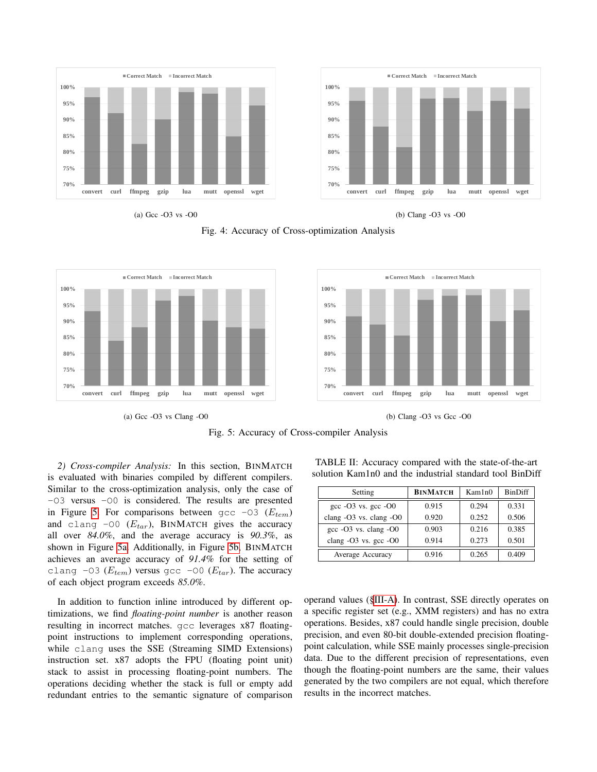Fig. 4: Accuracy of Cross-optimization Analysis

(a) Gcc -O3 vs -O0

(b) Clang -O3 vs -O0

Fig. 5: Accuracy of Cross-compiler Analysis

(a) Gcc -O3 vs Clang -O0

(b) Clang -O3 vs Gcc -O0

*2) Cross-compiler Analysis:* In this section, BINMATCH is evaluated with binaries compiled by different compilers. Similar to the cross-optimization analysis, only the case of `-O3` versus `-O0` is considered. The results are presented in Figure 5. For comparisons between `gcc -O3` ($E_{tem}$) and `clang -O0` ($E_{tar}$), BINMATCH gives the accuracy all over *84.0%*, and the average accuracy is *90.3%*, as shown in Figure 5a. Additionally, in Figure 5b, BINMATCH achieves an average accuracy of *91.4%* for the setting of `clang -O3` ($E_{tem}$) versus `gcc -O0` ($E_{tar}$). The accuracy of each object program exceeds *85.0%*.

In addition to function inline introduced by different optimizations, we find *floating-point number* is another reason resulting in incorrect matches. `gcc` leverages x87 floating-point instructions to implement corresponding operations, while `clang` uses the SSE (Streaming SIMD Extensions) instruction set. x87 adopts the FPU (floating point unit) stack to assist in processing floating-point numbers. The operations deciding whether the stack is full or empty add redundant entries to the semantic signature of comparison operand values (§III-A). In contrast, SSE directly operates on a specific register set (e.g., XMM registers) and has no extra operations. Besides, x87 could handle single precision, double precision, and even 80-bit double-extended precision floating-point calculation, while SSE mainly processes single-precision data. Due to the different precision of representations, even though the floating-point numbers are the same, their values generated by the two compilers are not equal, which therefore results in the incorrect matches.

TABLE II: Accuracy compared with the state-of-the-art solution Kam1n0 and the industrial standard tool BinDiff

| Setting | **BINMATCH** | Kam1n0 | BinDiff |
|---|---|---|---|
| gcc -O3 vs. gcc -O0 | 0.915 | 0.294 | 0.331 |
| clang -O3 vs. clang -O0 | 0.920 | 0.252 | 0.506 |
| gcc -O3 vs. clang -O0 | 0.903 | 0.216 | 0.385 |
| clang -O3 vs. gcc -O0 | 0.914 | 0.273 | 0.501 |
| Average Accuracy | 0.916 | 0.265 | 0.409 |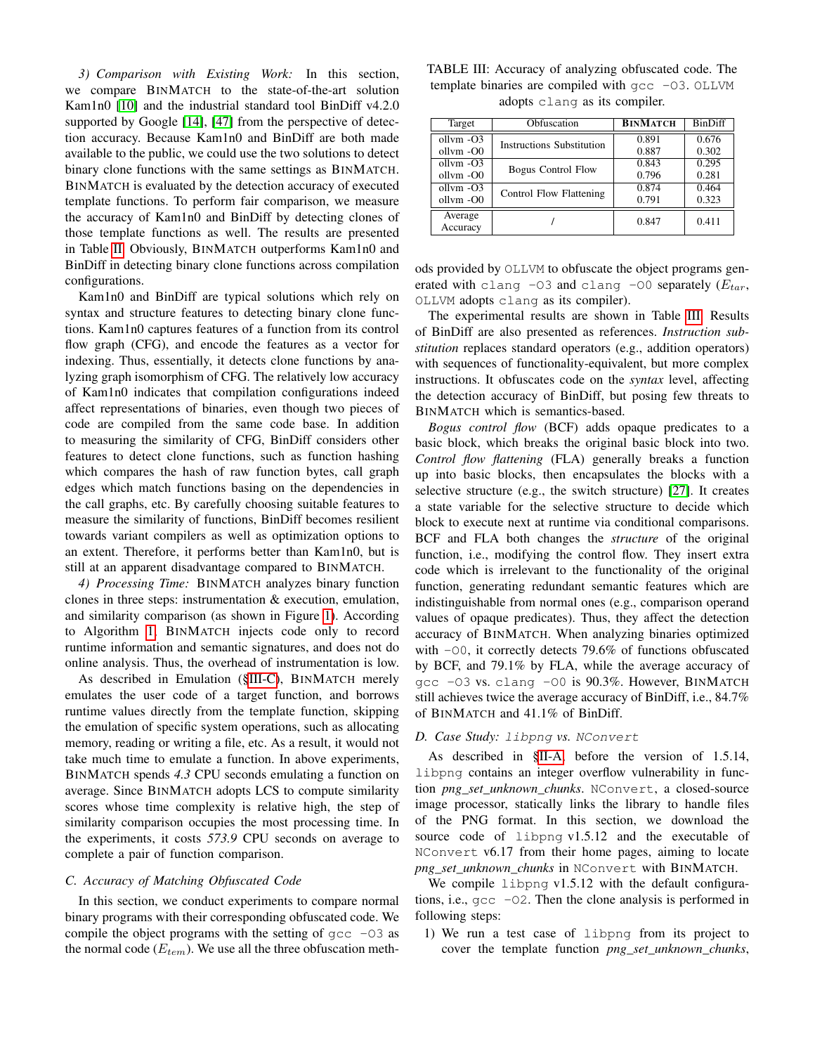*3) Comparison with Existing Work:* In this section, we compare BINMATCH to the state-of-the-art solution Kam1n0 [10] and the industrial standard tool BinDiff v4.2.0 supported by Google [14], [47] from the perspective of detection accuracy. Because Kam1n0 and BinDiff are both made available to the public, we could use the two solutions to detect binary clone functions with the same settings as BINMATCH. BINMATCH is evaluated by the detection accuracy of executed template functions. To perform fair comparison, we measure the accuracy of Kam1n0 and BinDiff by detecting clones of those template functions as well. The results are presented in Table II. Obviously, BINMATCH outperforms Kam1n0 and BinDiff in detecting binary clone functions across compilation configurations.

Kam1n0 and BinDiff are typical solutions which rely on syntax and structure features to detecting binary clone functions. Kam1n0 captures features of a function from its control flow graph (CFG), and encode the features as a vector for indexing. Thus, essentially, it detects clone functions by analyzing graph isomorphism of CFG. The relatively low accuracy of Kam1n0 indicates that compilation configurations indeed affect representations of binaries, even though two pieces of code are compiled from the same code base. In addition to measuring the similarity of CFG, BinDiff considers other features to detect clone functions, such as function hashing which compares the hash of raw function bytes, call graph edges which match functions basing on the dependencies in the call graphs, etc. By carefully choosing suitable features to measure the similarity of functions, BinDiff becomes resilient towards variant compilers as well as optimization options to an extent. Therefore, it performs better than Kam1n0, but is still at an apparent disadvantage compared to BINMATCH.

*4) Processing Time:* BINMATCH analyzes binary function clones in three steps: instrumentation & execution, emulation, and similarity comparison (as shown in Figure 1). According to Algorithm 1, BINMATCH injects code only to record runtime information and semantic signatures, and does not do online analysis. Thus, the overhead of instrumentation is low.

As described in Emulation (§III-C), BINMATCH merely emulates the user code of a target function, and borrows runtime values directly from the template function, skipping the emulation of specific system operations, such as allocating memory, reading or writing a file, etc. As a result, it would not take much time to emulate a function. In above experiments, BINMATCH spends *4.3* CPU seconds emulating a function on average. Since BINMATCH adopts LCS to compute similarity scores whose time complexity is relative high, the step of similarity comparison occupies the most processing time. In the experiments, it costs *573.9* CPU seconds on average to complete a pair of function comparison.

### C. Accuracy of Matching Obfuscated Code

In this section, we conduct experiments to compare normal binary programs with their corresponding obfuscated code. We compile the object programs with the setting of `gcc -O3` as the normal code ($E_{tem}$). We use all the three obfuscation methods provided by `OLLVM` to obfuscate the object programs generated with `clang -O3` and `clang -O0` separately ($E_{tar}$, `OLLVM` adopts `clang` as its compiler).

TABLE III: Accuracy of analyzing obfuscated code. The template binaries are compiled with `gcc -O3`. `OLLVM` adopts `clang` as its compiler.

| Target | Obfuscation | BINMATCH | BinDiff |
|---|---|---|---|
| ollvm -O3 | Instructions Substitution | 0.891 | 0.676 |
| ollvm -O0 | | 0.887 | 0.302 |
| ollvm -O3 | Bogus Control Flow | 0.843 | 0.295 |
| ollvm -O0 | | 0.796 | 0.281 |
| ollvm -O3 | Control Flow Flattening | 0.874 | 0.464 |
| ollvm -O0 | | 0.791 | 0.323 |
| Average Accuracy | / | 0.847 | 0.411 |

The experimental results are shown in Table III. Results of BinDiff are also presented as references. *Instruction substitution* replaces standard operators (e.g., addition operators) with sequences of functionality-equivalent, but more complex instructions. It obfuscates code on the *syntax* level, affecting the detection accuracy of BinDiff, but posing few threats to BINMATCH which is semantics-based.

*Bogus control flow* (BCF) adds opaque predicates to a basic block, which breaks the original basic block into two. *Control flow flattening* (FLA) generally breaks a function up into basic blocks, then encapsulates the blocks with a selective structure (e.g., the switch structure) [27]. It creates a state variable for the selective structure to decide which block to execute next at runtime via conditional comparisons. BCF and FLA both changes the *structure* of the original function, i.e., modifying the control flow. They insert extra code which is irrelevant to the functionality of the original function, generating redundant semantic features which are indistinguishable from normal ones (e.g., comparison operand values of opaque predicates). Thus, they affect the detection accuracy of BINMATCH. When analyzing binaries optimized with `-O0`, it correctly detects 79.6% of functions obfuscated by BCF, and 79.1% by FLA, while the average accuracy of `gcc -O3` vs. `clang -O0` is 90.3%. However, BINMATCH still achieves twice the average accuracy of BinDiff, i.e., 84.7% of BINMATCH and 41.1% of BinDiff.

### D. Case Study: `libpng` vs. `NConvert`

As described in §II-A, before the version of 1.5.14, `libpng` contains an integer overflow vulnerability in function *png_set_unknown_chunks*. `NConvert`, a closed-source image processor, statically links the library to handle files of the PNG format. In this section, we download the source code of `libpng` v1.5.12 and the executable of `NConvert` v6.17 from their home pages, aiming to locate *png_set_unknown_chunks* in `NConvert` with BINMATCH.

We compile `libpng` v1.5.12 with the default configurations, i.e., `gcc -O2`. Then the clone analysis is performed in following steps:

1) We run a test case of `libpng` from its project to cover the template function *png_set_unknown_chunks*,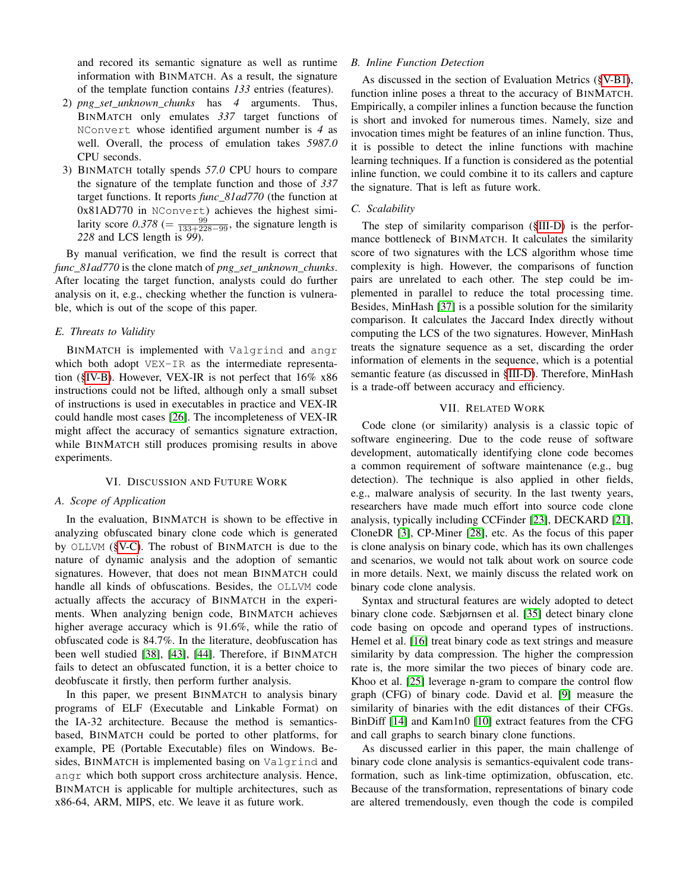and recored its semantic signature as well as runtime information with BINMATCH. As a result, the signature of the template function contains *133* entries (features).

2) *png_set_unknown_chunks* has *4* arguments. Thus, BINMATCH only emulates *337* target functions of NConvert whose identified argument number is *4* as well. Overall, the process of emulation takes *5987.0* CPU seconds.
3) BINMATCH totally spends *57.0* CPU hours to compare the signature of the template function and those of *337* target functions. It reports *func_81ad770* (the function at 0x81AD770 in NConvert) achieves the highest similarity score *0.378* ($= \frac{99}{133+228-99}$, the signature length is *228* and LCS length is *99*).

By manual verification, we find the result is correct that *func_81ad770* is the clone match of *png_set_unknown_chunks*. After locating the target function, analysts could do further analysis on it, e.g., checking whether the function is vulnerable, which is out of the scope of this paper.

### E. Threats to Validity

BINMATCH is implemented with Valgrind and angr which both adopt VEX-IR as the intermediate representation (§IV-B). However, VEX-IR is not perfect that 16% x86 instructions could not be lifted, although only a small subset of instructions is used in executables in practice and VEX-IR could handle most cases [26]. The incompleteness of VEX-IR might affect the accuracy of semantics signature extraction, while BINMATCH still produces promising results in above experiments.

## VI. Discussion and Future Work

### A. Scope of Application

In the evaluation, BINMATCH is shown to be effective in analyzing obfuscated binary clone code which is generated by OLLVM (§V-C). The robust of BINMATCH is due to the nature of dynamic analysis and the adoption of semantic signatures. However, that does not mean BINMATCH could handle all kinds of obfuscations. Besides, the OLLVM code actually affects the accuracy of BINMATCH in the experiments. When analyzing benign code, BINMATCH achieves higher average accuracy which is 91.6%, while the ratio of obfuscated code is 84.7%. In the literature, deobfuscation has been well studied [38], [43], [44]. Therefore, if BINMATCH fails to detect an obfuscated function, it is a better choice to deobfuscate it firstly, then perform further analysis.

In this paper, we present BINMATCH to analysis binary programs of ELF (Executable and Linkable Format) on the IA-32 architecture. Because the method is semantics-based, BINMATCH could be ported to other platforms, for example, PE (Portable Executable) files on Windows. Besides, BINMATCH is implemented basing on Valgrind and angr which both support cross architecture analysis. Hence, BINMATCH is applicable for multiple architectures, such as x86-64, ARM, MIPS, etc. We leave it as future work.

### B. Inline Function Detection

As discussed in the section of Evaluation Metrics (§V-B1), function inline poses a threat to the accuracy of BINMATCH. Empirically, a compiler inlines a function because the function is short and invoked for numerous times. Namely, size and invocation times might be features of an inline function. Thus, it is possible to detect the inline functions with machine learning techniques. If a function is considered as the potential inline function, we could combine it to its callers and capture the signature. That is left as future work.

### C. Scalability

The step of similarity comparison (§III-D) is the performance bottleneck of BINMATCH. It calculates the similarity score of two signatures with the LCS algorithm whose time complexity is high. However, the comparisons of function pairs are unrelated to each other. The step could be implemented in parallel to reduce the total processing time. Besides, MinHash [37] is a possible solution for the similarity comparison. It calculates the Jaccard Index directly without computing the LCS of the two signatures. However, MinHash treats the signature sequence as a set, discarding the order information of elements in the sequence, which is a potential semantic feature (as discussed in §III-D). Therefore, MinHash is a trade-off between accuracy and efficiency.

## VII. Related Work

Code clone (or similarity) analysis is a classic topic of software engineering. Due to the code reuse of software development, automatically identifying clone code becomes a common requirement of software maintenance (e.g., bug detection). The technique is also applied in other fields, e.g., malware analysis of security. In the last twenty years, researchers have made much effort into source code clone analysis, typically including CCFinder [23], DECKARD [21], CloneDR [3], CP-Miner [28], etc. As the focus of this paper is clone analysis on binary code, which has its own challenges and scenarios, we would not talk about work on source code in more details. Next, we mainly discuss the related work on binary code clone analysis.

Syntax and structural features are widely adopted to detect binary clone code. Sæbjørnsen et al. [35] detect binary clone code basing on opcode and operand types of instructions. Hemel et al. [16] treat binary code as text strings and measure similarity by data compression. The higher the compression rate is, the more similar the two pieces of binary code are. Khoo et al. [25] leverage n-gram to compare the control flow graph (CFG) of binary code. David et al. [9] measure the similarity of binaries with the edit distances of their CFGs. BinDiff [14] and Kam1n0 [10] extract features from the CFG and call graphs to search binary clone functions.

As discussed earlier in this paper, the main challenge of binary code clone analysis is semantics-equivalent code transformation, such as link-time optimization, obfuscation, etc. Because of the transformation, representations of binary code are altered tremendously, even though the code is compiled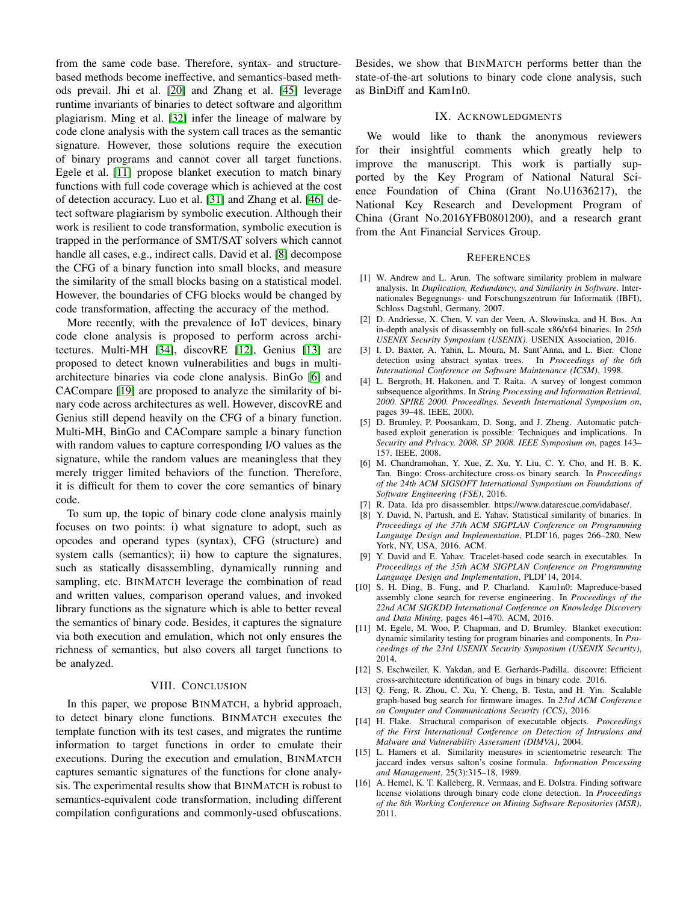from the same code base. Therefore, syntax- and structure-based methods become ineffective, and semantics-based methods prevail. Jhi et al. [20] and Zhang et al. [45] leverage runtime invariants of binaries to detect software and algorithm plagiarism. Ming et al. [32] infer the lineage of malware by code clone analysis with the system call traces as the semantic signature. However, those solutions require the execution of binary programs and cannot cover all target functions. Egele et al. [11] propose blanket execution to match binary functions with full code coverage which is achieved at the cost of detection accuracy. Luo et al. [31] and Zhang et al. [46] detect software plagiarism by symbolic execution. Although their work is resilient to code transformation, symbolic execution is trapped in the performance of SMT/SAT solvers which cannot handle all cases, e.g., indirect calls. David et al. [8] decompose the CFG of a binary function into small blocks, and measure the similarity of the small blocks basing on a statistical model. However, the boundaries of CFG blocks would be changed by code transformation, affecting the accuracy of the method.

More recently, with the prevalence of IoT devices, binary code clone analysis is proposed to perform across architectures. Multi-MH [34], discovRE [12], Genius [13] are proposed to detect known vulnerabilities and bugs in multi-architecture binaries via code clone analysis. BinGo [6] and CACompare [19] are proposed to analyze the similarity of binary code across architectures as well. However, discovRE and Genius still depend heavily on the CFG of a binary function. Multi-MH, BinGo and CACompare sample a binary function with random values to capture corresponding I/O values as the signature, while the random values are meaningless that they merely trigger limited behaviors of the function. Therefore, it is difficult for them to cover the core semantics of binary code.

To sum up, the topic of binary code clone analysis mainly focuses on two points: i) what signature to adopt, such as opcodes and operand types (syntax), CFG (structure) and system calls (semantics); ii) how to capture the signatures, such as statically disassembling, dynamically running and sampling, etc. BINMATCH leverage the combination of read and written values, comparison operand values, and invoked library functions as the signature which is able to better reveal the semantics of binary code. Besides, it captures the signature via both execution and emulation, which not only ensures the richness of semantics, but also covers all target functions to be analyzed.

## VIII. Conclusion

In this paper, we propose BINMATCH, a hybrid approach, to detect binary clone functions. BINMATCH executes the template function with its test cases, and migrates the runtime information to target functions in order to emulate their executions. During the execution and emulation, BINMATCH captures semantic signatures of the functions for clone analysis. The experimental results show that BINMATCH is robust to semantics-equivalent code transformation, including different compilation configurations and commonly-used obfuscations. Besides, we show that BINMATCH performs better than the state-of-the-art solutions to binary code clone analysis, such as BinDiff and Kam1n0.

## IX. Acknowledgments

We would like to thank the anonymous reviewers for their insightful comments which greatly help to improve the manuscript. This work is partially supported by the Key Program of National Natural Science Foundation of China (Grant No.U1636217), the National Key Research and Development Program of China (Grant No.2016YFB0801200), and a research grant from the Ant Financial Services Group.

## References

[1] W. Andrew and L. Arun. The software similarity problem in malware analysis. In *Duplication, Redundancy, and Similarity in Software*. Internationales Begegnungs- und Forschungszentrum für Informatik (IBFI), Schloss Dagstuhl, Germany, 2007.

[2] D. Andriesse, X. Chen, V. van der Veen, A. Slowinska, and H. Bos. An in-depth analysis of disassembly on full-scale x86/x64 binaries. In *25th USENIX Security Symposium (USENIX)*. USENIX Association, 2016.

[3] I. D. Baxter, A. Yahin, L. Moura, M. Sant'Anna, and L. Bier. Clone detection using abstract syntax trees. In *Proceedings of the 6th International Conference on Software Maintenance (ICSM)*, 1998.

[4] L. Bergroth, H. Hakonen, and T. Raita. A survey of longest common subsequence algorithms. In *String Processing and Information Retrieval, 2000. SPIRE 2000. Proceedings. Seventh International Symposium on*, pages 39–48. IEEE, 2000.

[5] D. Brumley, P. Poosankam, D. Song, and J. Zheng. Automatic patch-based exploit generation is possible: Techniques and implications. In *Security and Privacy, 2008. SP 2008. IEEE Symposium on*, pages 143–157. IEEE, 2008.

[6] M. Chandramohan, Y. Xue, Z. Xu, Y. Liu, C. Y. Cho, and H. B. K. Tan. Bingo: Cross-architecture cross-os binary search. In *Proceedings of the 24th ACM SIGSOFT International Symposium on Foundations of Software Engineering (FSE)*, 2016.

[7] R. Data. Ida pro disassembler. https://www.datarescue.com/idabase/.

[8] Y. David, N. Partush, and E. Yahav. Statistical similarity of binaries. In *Proceedings of the 37th ACM SIGPLAN Conference on Programming Language Design and Implementation*, PLDI'16, pages 266–280, New York, NY, USA, 2016. ACM.

[9] Y. David and E. Yahav. Tracelet-based code search in executables. In *Proceedings of the 35th ACM SIGPLAN Conference on Programming Language Design and Implementation*, PLDI'14, 2014.

[10] S. H. Ding, B. Fung, and P. Charland. Kam1n0: Mapreduce-based assembly clone search for reverse engineering. In *Proceedings of the 22nd ACM SIGKDD International Conference on Knowledge Discovery and Data Mining*, pages 461–470. ACM, 2016.

[11] M. Egele, M. Woo, P. Chapman, and D. Brumley. Blanket execution: dynamic similarity testing for program binaries and components. In *Proceedings of the 23rd USENIX Security Symposium (USENIX Security)*, 2014.

[12] S. Eschweiler, K. Yakdan, and E. Gerhards-Padilla. discovre: Efficient cross-architecture identification of bugs in binary code. 2016.

[13] Q. Feng, R. Zhou, C. Xu, Y. Cheng, B. Testa, and H. Yin. Scalable graph-based bug search for firmware images. In *23rd ACM Conference on Computer and Communications Security (CCS)*, 2016.

[14] H. Flake. Structural comparison of executable objects. *Proceedings of the First International Conference on Detection of Intrusions and Malware and Vulnerability Assessment (DIMVA)*, 2004.

[15] L. Hamers et al. Similarity measures in scientometric research: The jaccard index versus salton's cosine formula. *Information Processing and Management*, 25(3):315–18, 1989.

[16] A. Hemel, K. T. Kalleberg, R. Vermaas, and E. Dolstra. Finding software license violations through binary code clone detection. In *Proceedings of the 8th Working Conference on Mining Software Repositories (MSR)*, 2011.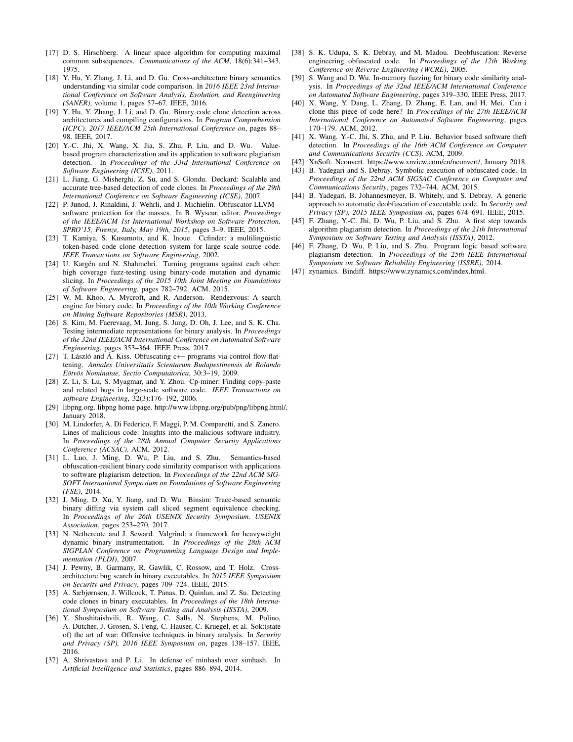[17] D. S. Hirschberg. A linear space algorithm for computing maximal common subsequences. *Communications of the ACM*, 18(6):341–343, 1975.

[18] Y. Hu, Y. Zhang, J. Li, and D. Gu. Cross-architecture binary semantics understanding via similar code comparison. In *2016 IEEE 23rd International Conference on Software Analysis, Evolution, and Reengineering (SANER)*, volume 1, pages 57–67. IEEE, 2016.

[19] Y. Hu, Y. Zhang, J. Li, and D. Gu. Binary code clone detection across architectures and compiling configurations. In *Program Comprehension (ICPC), 2017 IEEE/ACM 25th International Conference on*, pages 88–98. IEEE, 2017.

[20] Y.-C. Jhi, X. Wang, X. Jia, S. Zhu, P. Liu, and D. Wu. Value-based program characterization and its application to software plagiarism detection. In *Proceedings of the 33rd International Conference on Software Engineering (ICSE)*, 2011.

[21] L. Jiang, G. Misherghi, Z. Su, and S. Glondu. Deckard: Scalable and accurate tree-based detection of code clones. In *Proceedings of the 29th International Conference on Software Engineering (ICSE)*, 2007.

[22] P. Junod, J. Rinaldini, J. Wehrli, and J. Michielin. Obfuscator-LLVM – software protection for the masses. In B. Wyseur, editor, *Proceedings of the IEEE/ACM 1st International Workshop on Software Protection, SPRO'15, Firenze, Italy, May 19th, 2015*, pages 3–9. IEEE, 2015.

[23] T. Kamiya, S. Kusumoto, and K. Inoue. Ccfinder: a multilinguistic token-based code clone detection system for large scale source code. *IEEE Transactions on Software Engineering*, 2002.

[24] U. Kargén and N. Shahmehri. Turning programs against each other: high coverage fuzz-testing using binary-code mutation and dynamic slicing. In *Proceedings of the 2015 10th Joint Meeting on Foundations of Software Engineering*, pages 782–792. ACM, 2015.

[25] W. M. Khoo, A. Mycroft, and R. Anderson. Rendezvous: A search engine for binary code. In *Proceedings of the 10th Working Conference on Mining Software Repositories (MSR)*, 2013.

[26] S. Kim, M. Faerevaag, M. Jung, S. Jung, D. Oh, J. Lee, and S. K. Cha. Testing intermediate representations for binary analysis. In *Proceedings of the 32nd IEEE/ACM International Conference on Automated Software Engineering*, pages 353–364. IEEE Press, 2017.

[27] T. László and Á. Kiss. Obfuscating c++ programs via control flow flattening. *Annales Universitatis Scientarum Budapestinensis de Rolando Eötvös Nominatae, Sectio Computatorica*, 30:3–19, 2009.

[28] Z. Li, S. Lu, S. Myagmar, and Y. Zhou. Cp-miner: Finding copy-paste and related bugs in large-scale software code. *IEEE Transactions on software Engineering*, 32(3):176–192, 2006.

[29] libpng.org. libpng home page. http://www.libpng.org/pub/png/libpng.html/, January 2018.

[30] M. Lindorfer, A. Di Federico, F. Maggi, P. M. Comparetti, and S. Zanero. Lines of malicious code: Insights into the malicious software industry. In *Proceedings of the 28th Annual Computer Security Applications Conference (ACSAC)*. ACM, 2012.

[31] L. Luo, J. Ming, D. Wu, P. Liu, and S. Zhu. Semantics-based obfuscation-resilient binary code similarity comparison with applications to software plagiarism detection. In *Proceedings of the 22nd ACM SIGSOFT International Symposium on Foundations of Software Engineering (FSE)*, 2014.

[32] J. Ming, D. Xu, Y. Jiang, and D. Wu. Binsim: Trace-based semantic binary diffing via system call sliced segment equivalence checking. In *Proceedings of the 26th USENIX Security Symposium. USENIX Association*, pages 253–270, 2017.

[33] N. Nethercote and J. Seward. Valgrind: a framework for heavyweight dynamic binary instrumentation. In *Proceedings of the 28th ACM SIGPLAN Conference on Programming Language Design and Implementation (PLDI)*, 2007.

[34] J. Pewny, B. Garmany, R. Gawlik, C. Rossow, and T. Holz. Cross-architecture bug search in binary executables. In *2015 IEEE Symposium on Security and Privacy*, pages 709–724. IEEE, 2015.

[35] A. Sæbjørnsen, J. Willcock, T. Panas, D. Quinlan, and Z. Su. Detecting code clones in binary executables. In *Proceedings of the 18th International Symposium on Software Testing and Analysis (ISSTA)*, 2009.

[36] Y. Shoshitaishvili, R. Wang, C. Salls, N. Stephens, M. Polino, A. Dutcher, J. Grosen, S. Feng, C. Hauser, C. Kruegel, et al. Sok:(state of) the art of war: Offensive techniques in binary analysis. In *Security and Privacy (SP), 2016 IEEE Symposium on*, pages 138–157. IEEE, 2016.

[37] A. Shrivastava and P. Li. In defense of minhash over simhash. In *Artificial Intelligence and Statistics*, pages 886–894, 2014.

[38] S. K. Udupa, S. K. Debray, and M. Madou. Deobfuscation: Reverse engineering obfuscated code. In *Proceedings of the 12th Working Conference on Reverse Engineering (WCRE)*, 2005.

[39] S. Wang and D. Wu. In-memory fuzzing for binary code similarity analysis. In *Proceedings of the 32nd IEEE/ACM International Conference on Automated Software Engineering*, pages 319–330. IEEE Press, 2017.

[40] X. Wang, Y. Dang, L. Zhang, D. Zhang, E. Lan, and H. Mei. Can i clone this piece of code here? In *Proceedings of the 27th IEEE/ACM International Conference on Automated Software Engineering*, pages 170–179. ACM, 2012.

[41] X. Wang, Y.-C. Jhi, S. Zhu, and P. Liu. Behavior based software theft detection. In *Proceedings of the 16th ACM Conference on Computer and Communications Security (CCS)*. ACM, 2009.

[42] XnSoft. Nconvert. https://www.xnview.com/en/nconvert/, January 2018.

[43] B. Yadegari and S. Debray. Symbolic execution of obfuscated code. In *Proceedings of the 22nd ACM SIGSAC Conference on Computer and Communications Security*, pages 732–744. ACM, 2015.

[44] B. Yadegari, B. Johannesmeyer, B. Whitely, and S. Debray. A generic approach to automatic deobfuscation of executable code. In *Security and Privacy (SP), 2015 IEEE Symposium on*, pages 674–691. IEEE, 2015.

[45] F. Zhang, Y.-C. Jhi, D. Wu, P. Liu, and S. Zhu. A first step towards algorithm plagiarism detection. In *Proceedings of the 21th International Symposium on Software Testing and Analysis (ISSTA)*, 2012.

[46] F. Zhang, D. Wu, P. Liu, and S. Zhu. Program logic based software plagiarism detection. In *Proceedings of the 25th IEEE International Symposium on Software Reliability Engineering (ISSRE)*, 2014.

[47] zynamics. Bindiff. https://www.zynamics.com/index.html.